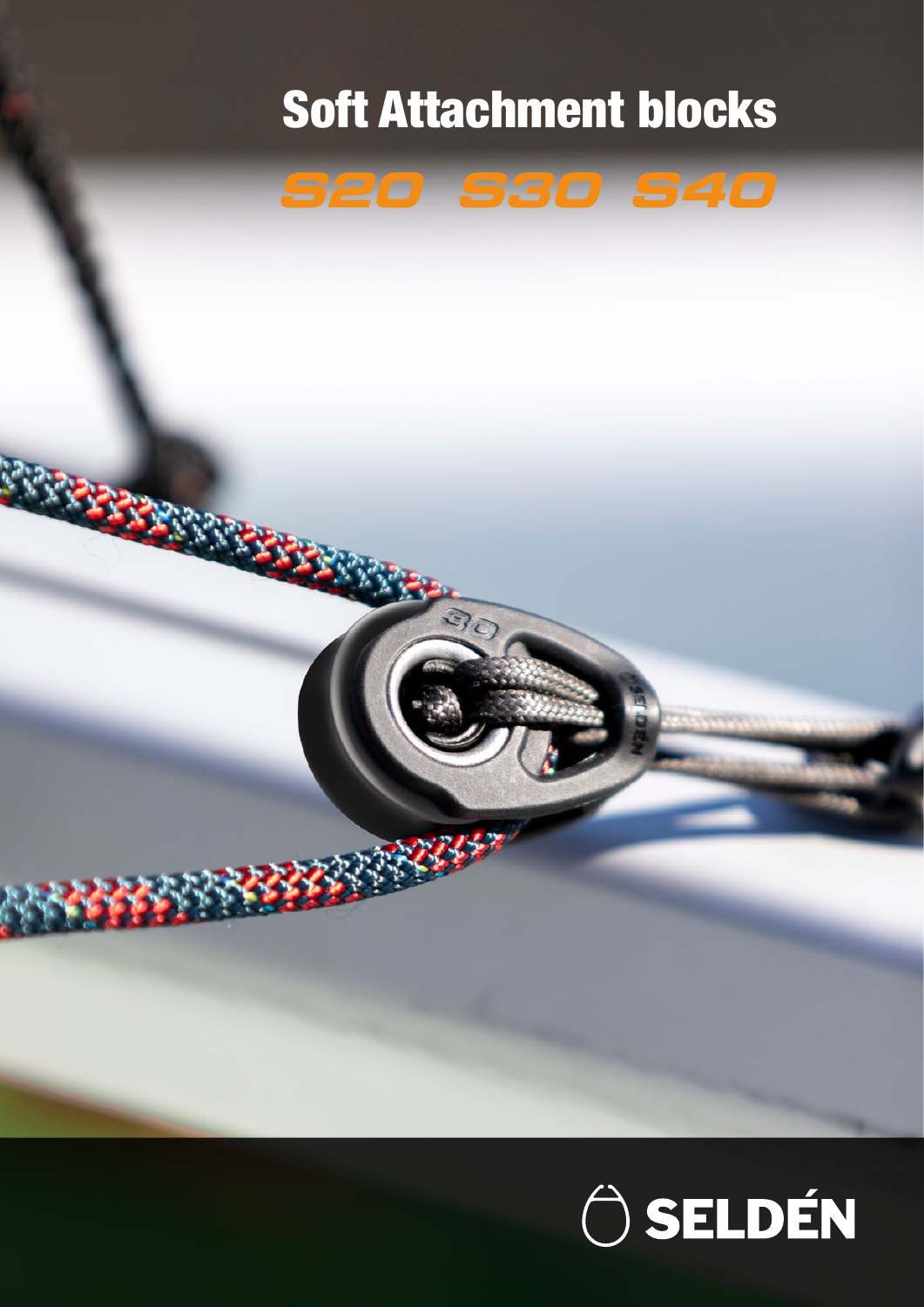# Soft Attachment blocks

## S20 S30 S40

SELDÉN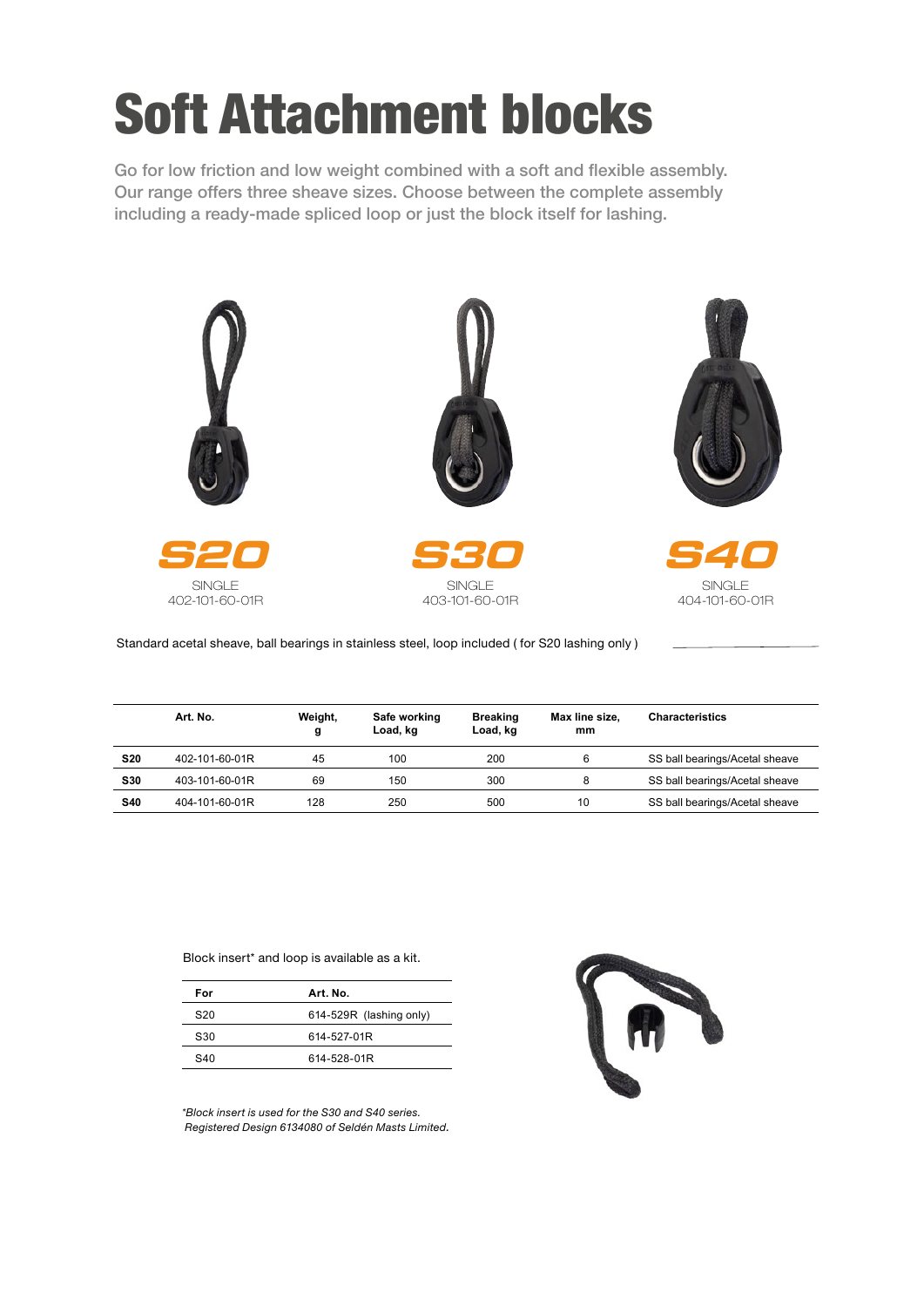# Soft Attachment blocks

Go for low friction and low weight combined with a soft and flexible assembly. Our range offers three sheave sizes. Choose between the complete assembly including a ready-made spliced loop or just the block itself for lashing.

**S20**
SINGLE
402-101-60-01R

**S30**
SINGLE
403-101-60-01R

**S40**
SINGLE
404-101-60-01R

Standard acetal sheave, ball bearings in stainless steel, loop included ( for S20 lashing only )

| | Art. No. | Weight, g | Safe working Load, kg | Breaking Load, kg | Max line size, mm | Characteristics |
|---|---|---|---|---|---|---|
| **S20** | 402-101-60-01R | 45 | 100 | 200 | 6 | SS ball bearings/Acetal sheave |
| **S30** | 403-101-60-01R | 69 | 150 | 300 | 8 | SS ball bearings/Acetal sheave |
| **S40** | 404-101-60-01R | 128 | 250 | 500 | 10 | SS ball bearings/Acetal sheave |

Block insert* and loop is available as a kit.

| For | Art. No. |
|---|---|
| S20 | 614-529R (lashing only) |
| S30 | 614-527-01R |
| S40 | 614-528-01R |

*\*Block insert is used for the S30 and S40 series.*
*Registered Design 6134080 of Seldén Masts Limited.*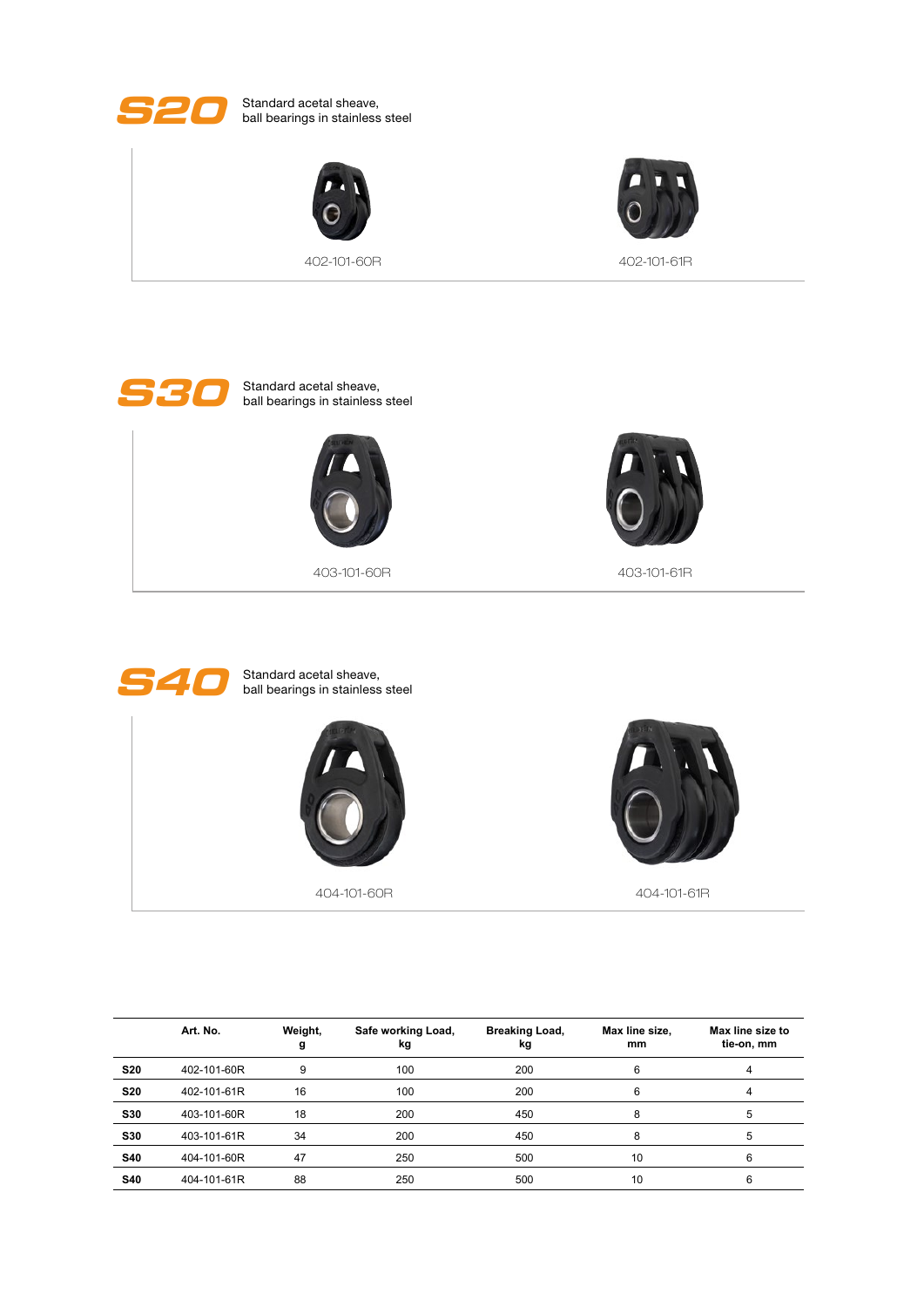## S20

Standard acetal sheave, ball bearings in stainless steel

402-101-60R

402-101-61R

## S30

Standard acetal sheave, ball bearings in stainless steel

403-101-60R

403-101-61R

## S40

Standard acetal sheave, ball bearings in stainless steel

404-101-60R

404-101-61R

| | Art. No. | Weight, g | Safe working Load, kg | Breaking Load, kg | Max line size, mm | Max line size to tie-on, mm |
|---|---|---|---|---|---|---|
| **S20** | 402-101-60R | 9 | 100 | 200 | 6 | 4 |
| **S20** | 402-101-61R | 16 | 100 | 200 | 6 | 4 |
| **S30** | 403-101-60R | 18 | 200 | 450 | 8 | 5 |
| **S30** | 403-101-61R | 34 | 200 | 450 | 8 | 5 |
| **S40** | 404-101-60R | 47 | 250 | 500 | 10 | 6 |
| **S40** | 404-101-61R | 88 | 250 | 500 | 10 | 6 |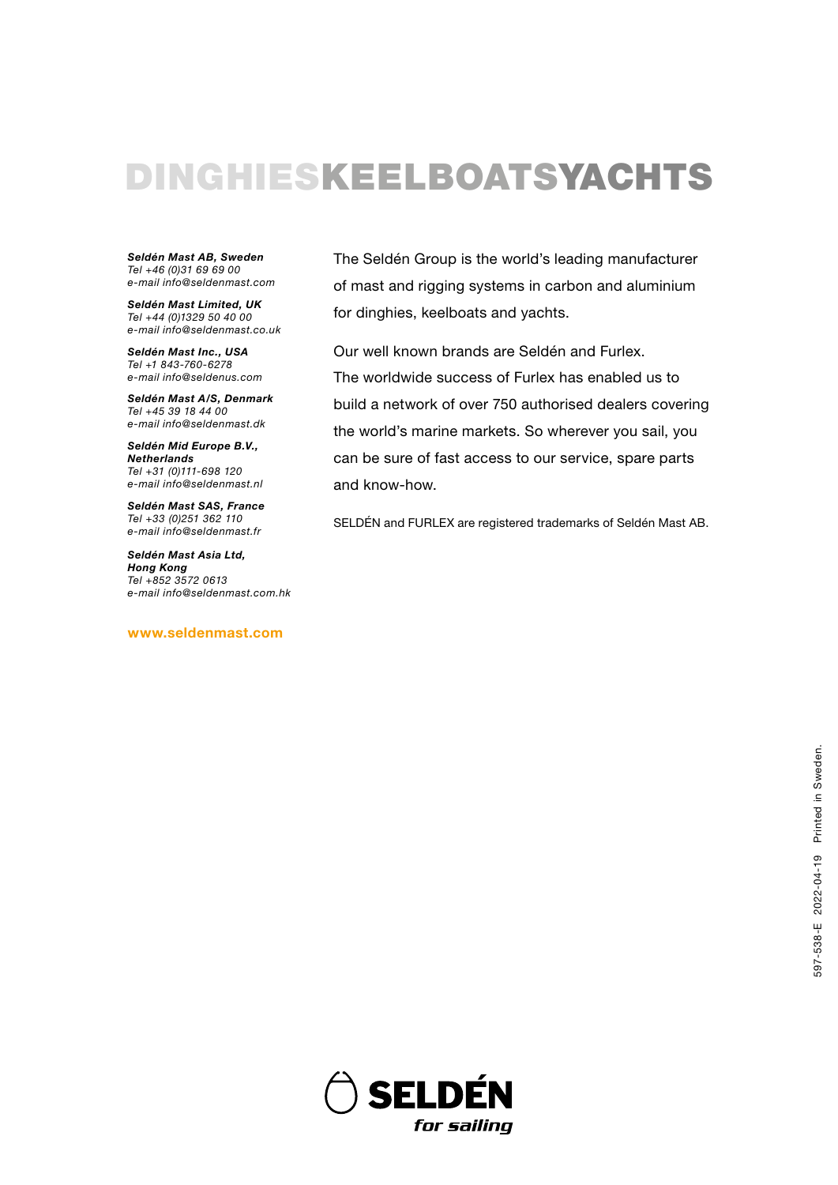# DINGHIESKEELBOATSYACHTS

***Seldén Mast AB, Sweden***
*Tel +46 (0)31 69 69 00*
*e-mail info@seldenmast.com*

***Seldén Mast Limited, UK***
*Tel +44 (0)1329 50 40 00*
*e-mail info@seldenmast.co.uk*

***Seldén Mast Inc., USA***
*Tel +1 843-760-6278*
*e-mail info@seldenus.com*

***Seldén Mast A/S, Denmark***
*Tel +45 39 18 44 00*
*e-mail info@seldenmast.dk*

***Seldén Mid Europe B.V., Netherlands***
*Tel +31 (0)111-698 120*
*e-mail info@seldenmast.nl*

***Seldén Mast SAS, France***
*Tel +33 (0)251 362 110*
*e-mail info@seldenmast.fr*

***Seldén Mast Asia Ltd, Hong Kong***
*Tel +852 3572 0613*
*e-mail info@seldenmast.com.hk*

**www.seldenmast.com**

The Seldén Group is the world's leading manufacturer of mast and rigging systems in carbon and aluminium for dinghies, keelboats and yachts.

Our well known brands are Seldén and Furlex. The worldwide success of Furlex has enabled us to build a network of over 750 authorised dealers covering the world's marine markets. So wherever you sail, you can be sure of fast access to our service, spare parts and know-how.

SELDÉN and FURLEX are registered trademarks of Seldén Mast AB.

597-538-E 2022-04-19 Printed in Sweden.

**SELDÉN**
*for sailing*